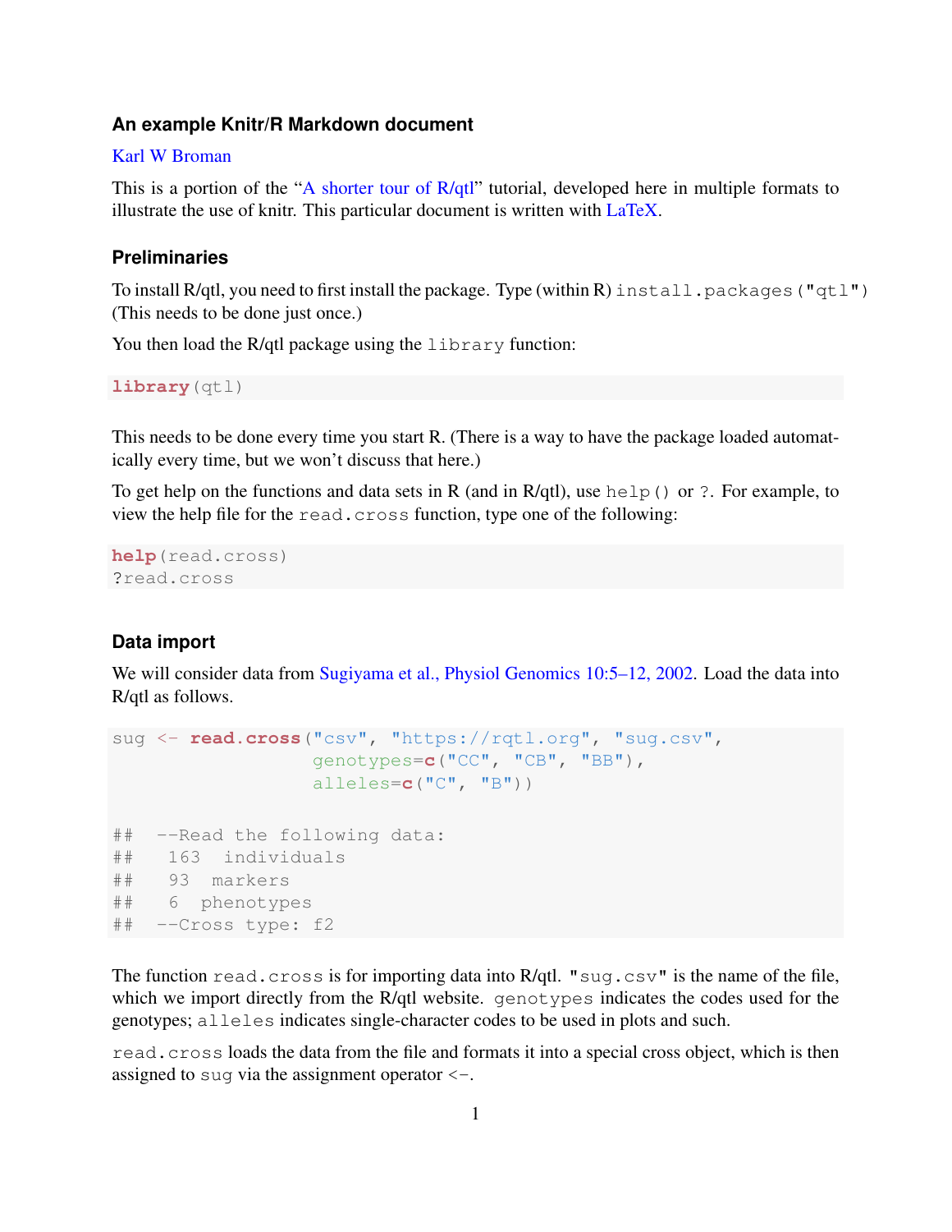### An example Knitr/R Markdown document

Karl W Broman

This is a portion of the "A shorter tour of R/qtl" tutorial, developed here in multiple formats to illustrate the use of knitr. This particular document is written with LaTeX.

### Preliminaries

To install R/qtl, you need to first install the package. Type (within R) `install.packages("qtl")` (This needs to be done just once.)

You then load the R/qtl package using the `library` function:

```
library(qtl)
```

This needs to be done every time you start R. (There is a way to have the package loaded automatically every time, but we won't discuss that here.)

To get help on the functions and data sets in R (and in R/qtl), use `help()` or `?`. For example, to view the help file for the `read.cross` function, type one of the following:

```
help(read.cross)
?read.cross
```

### Data import

We will consider data from Sugiyama et al., Physiol Genomics 10:5–12, 2002. Load the data into R/qtl as follows.

```
sug <- read.cross("csv", "https://rqtl.org", "sug.csv",
                  genotypes=c("CC", "CB", "BB"),
                  alleles=c("C", "B"))

##  --Read the following data:
##   163  individuals
##   93  markers
##   6  phenotypes
##  --Cross type: f2
```

The function `read.cross` is for importing data into R/qtl. `"sug.csv"` is the name of the file, which we import directly from the R/qtl website. `genotypes` indicates the codes used for the genotypes; `alleles` indicates single-character codes to be used in plots and such.

`read.cross` loads the data from the file and formats it into a special cross object, which is then assigned to `sug` via the assignment operator `<-`.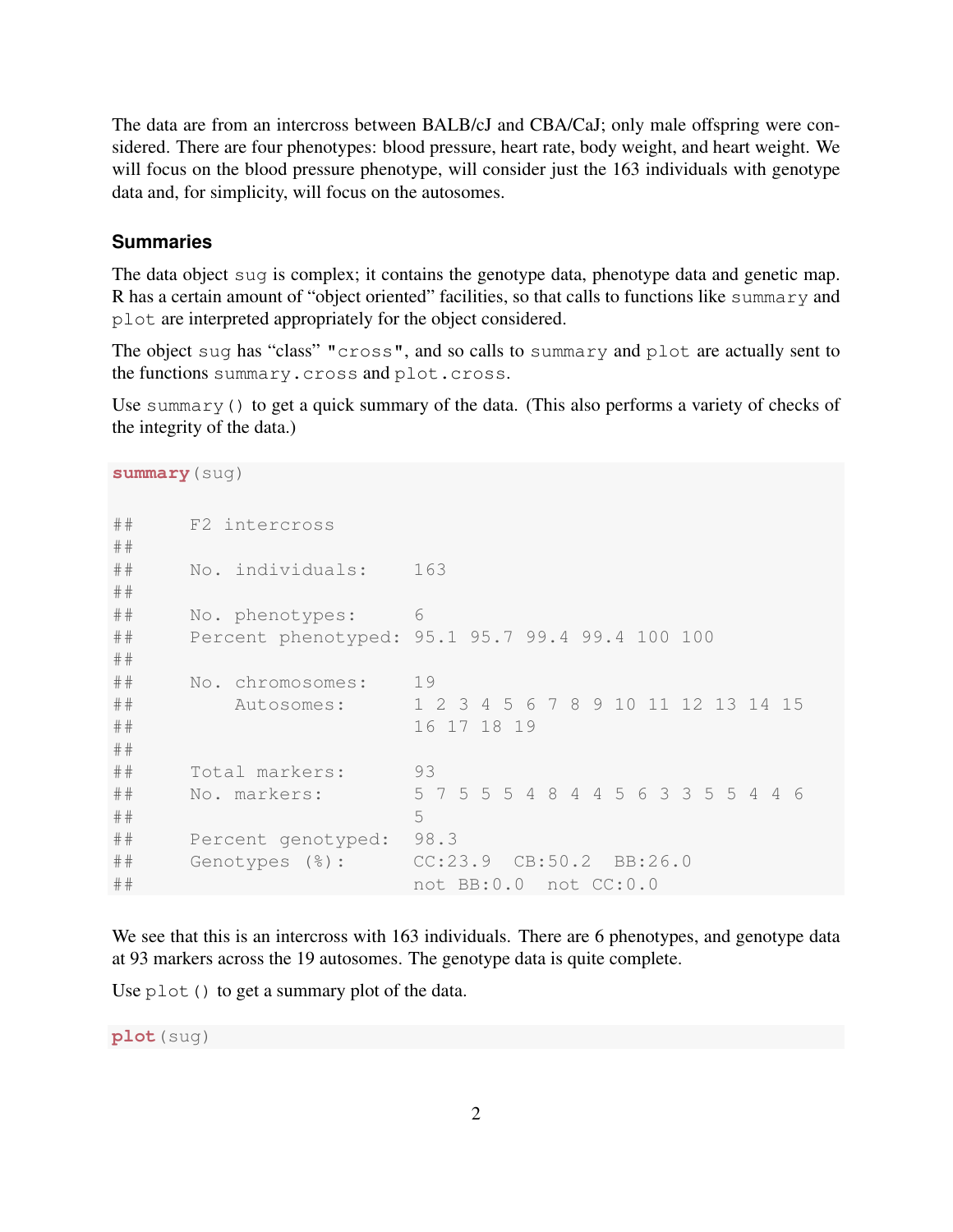The data are from an intercross between BALB/cJ and CBA/CaJ; only male offspring were considered. There are four phenotypes: blood pressure, heart rate, body weight, and heart weight. We will focus on the blood pressure phenotype, will consider just the 163 individuals with genotype data and, for simplicity, will focus on the autosomes.

### Summaries

The data object `sug` is complex; it contains the genotype data, phenotype data and genetic map. R has a certain amount of "object oriented" facilities, so that calls to functions like `summary` and `plot` are interpreted appropriately for the object considered.

The object `sug` has "class" `"cross"`, and so calls to `summary` and `plot` are actually sent to the functions `summary.cross` and `plot.cross`.

Use `summary()` to get a quick summary of the data. (This also performs a variety of checks of the integrity of the data.)

```
summary(sug)

##     F2 intercross
##
##     No. individuals:    163
##
##     No. phenotypes:     6
##     Percent phenotyped: 95.1 95.7 99.4 99.4 100 100
##
##     No. chromosomes:    19
##         Autosomes:      1 2 3 4 5 6 7 8 9 10 11 12 13 14 15
##                         16 17 18 19
##
##     Total markers:      93
##     No. markers:        5 7 5 5 5 4 8 4 4 5 6 3 3 5 5 4 4 6
##                         5
##     Percent genotyped:  98.3
##     Genotypes (%):      CC:23.9  CB:50.2  BB:26.0
##                         not BB:0.0  not CC:0.0
```

We see that this is an intercross with 163 individuals. There are 6 phenotypes, and genotype data at 93 markers across the 19 autosomes. The genotype data is quite complete.

Use `plot()` to get a summary plot of the data.

```
plot(sug)
```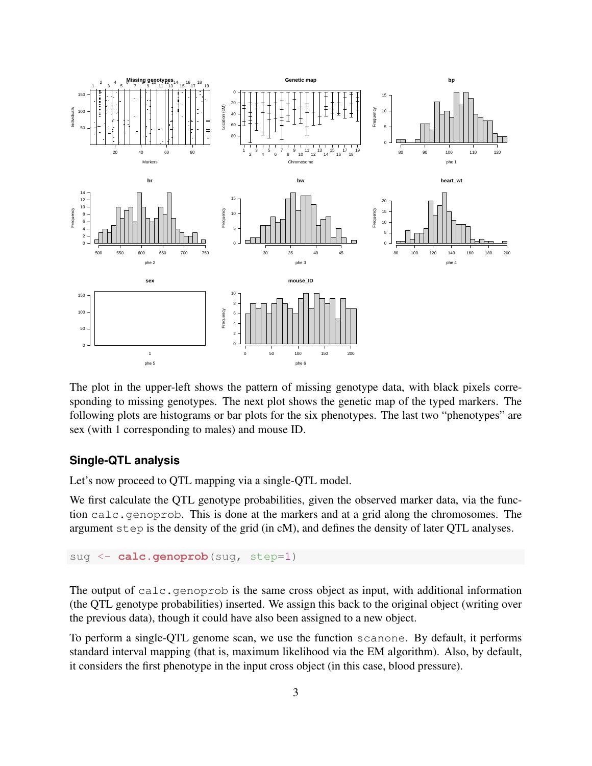The plot in the upper-left shows the pattern of missing genotype data, with black pixels corresponding to missing genotypes. The next plot shows the genetic map of the typed markers. The following plots are histograms or bar plots for the six phenotypes. The last two "phenotypes" are sex (with 1 corresponding to males) and mouse ID.

## Single-QTL analysis

Let's now proceed to QTL mapping via a single-QTL model.

We first calculate the QTL genotype probabilities, given the observed marker data, via the function `calc.genoprob`. This is done at the markers and at a grid along the chromosomes. The argument `step` is the density of the grid (in cM), and defines the density of later QTL analyses.

```
sug <- calc.genoprob(sug, step=1)
```

The output of `calc.genoprob` is the same cross object as input, with additional information (the QTL genotype probabilities) inserted. We assign this back to the original object (writing over the previous data), though it could have also been assigned to a new object.

To perform a single-QTL genome scan, we use the function `scanone`. By default, it performs standard interval mapping (that is, maximum likelihood via the EM algorithm). Also, by default, it considers the first phenotype in the input cross object (in this case, blood pressure).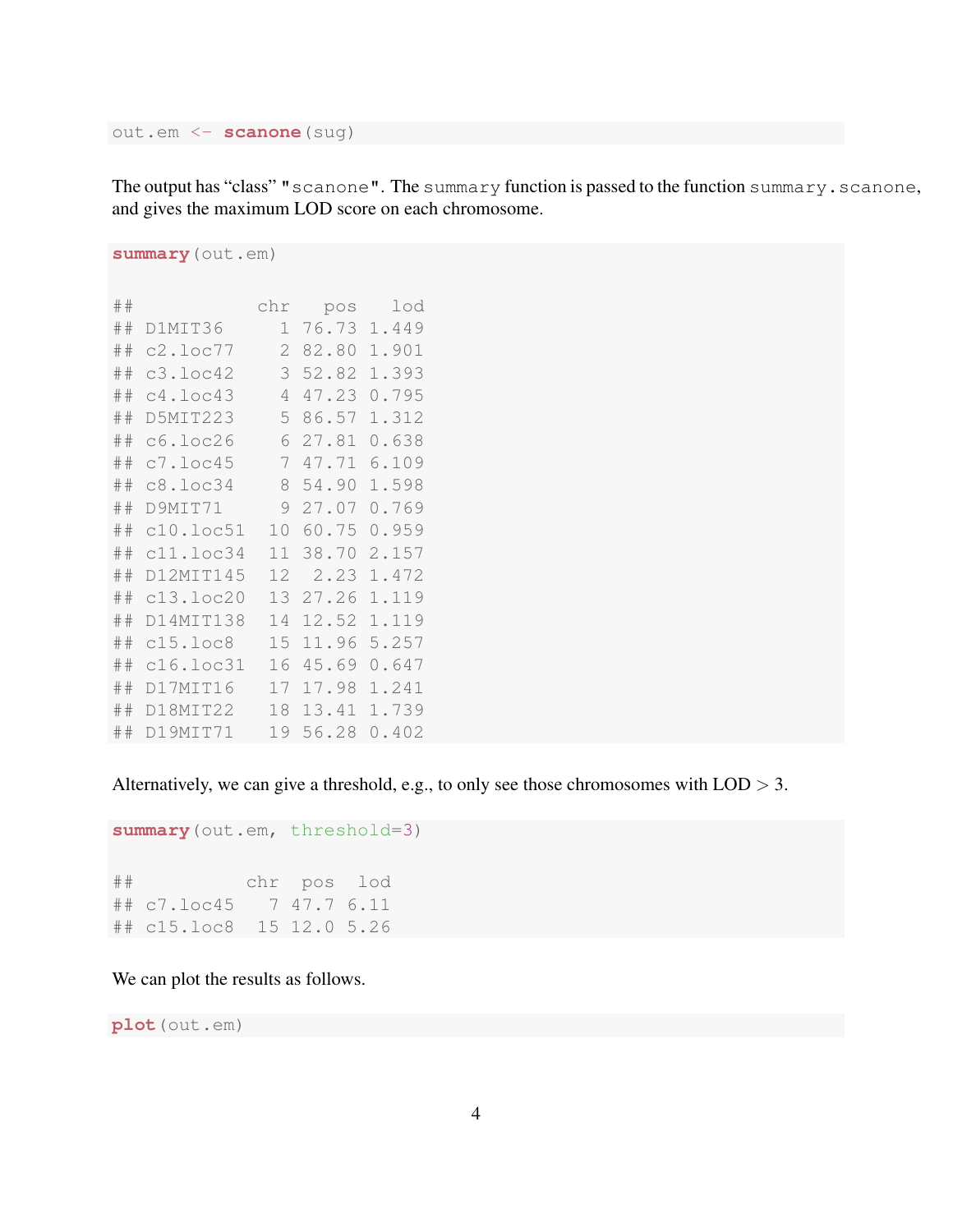```r
out.em <- scanone(sug)
```

The output has "class" `"scanone"`. The `summary` function is passed to the function `summary.scanone`, and gives the maximum LOD score on each chromosome.

```r
summary(out.em)

##           chr   pos   lod
## D1MIT36     1 76.73 1.449
## c2.loc77    2 82.80 1.901
## c3.loc42    3 52.82 1.393
## c4.loc43    4 47.23 0.795
## D5MIT223    5 86.57 1.312
## c6.loc26    6 27.81 0.638
## c7.loc45    7 47.71 6.109
## c8.loc34    8 54.90 1.598
## D9MIT71     9 27.07 0.769
## c10.loc51  10 60.75 0.959
## c11.loc34  11 38.70 2.157
## D12MIT145  12  2.23 1.472
## c13.loc20  13 27.26 1.119
## D14MIT138  14 12.52 1.119
## c15.loc8   15 11.96 5.257
## c16.loc31  16 45.69 0.647
## D17MIT16   17 17.98 1.241
## D18MIT22   18 13.41 1.739
## D19MIT71   19 56.28 0.402
```

Alternatively, we can give a threshold, e.g., to only see those chromosomes with LOD $> 3$.

```r
summary(out.em, threshold=3)

##          chr  pos  lod
## c7.loc45   7 47.7 6.11
## c15.loc8  15 12.0 5.26
```

We can plot the results as follows.

```r
plot(out.em)
```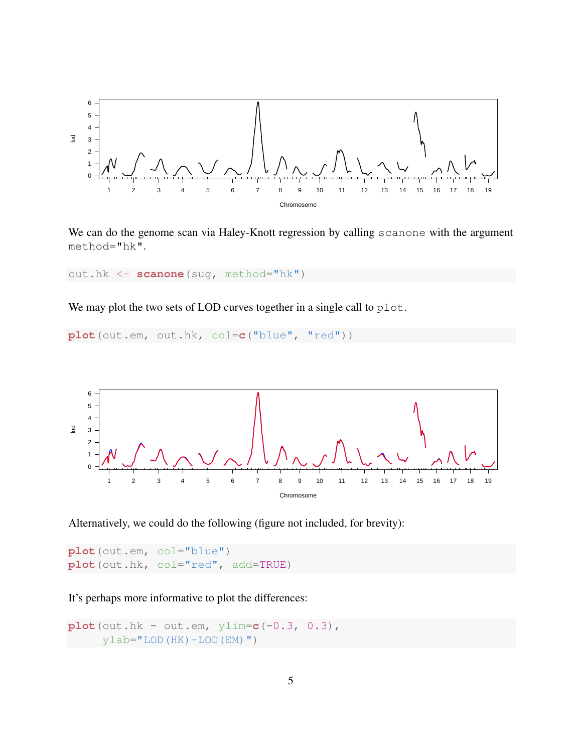We can do the genome scan via Haley-Knott regression by calling `scanone` with the argument `method="hk"`.

```
out.hk <- scanone(sug, method="hk")
```

We may plot the two sets of LOD curves together in a single call to `plot`.

```
plot(out.em, out.hk, col=c("blue", "red"))
```

Alternatively, we could do the following (figure not included, for brevity):

```
plot(out.em, col="blue")
plot(out.hk, col="red", add=TRUE)
```

It's perhaps more informative to plot the differences:

```
plot(out.hk - out.em, ylim=c(-0.3, 0.3),
     ylab="LOD(HK)-LOD(EM)")
```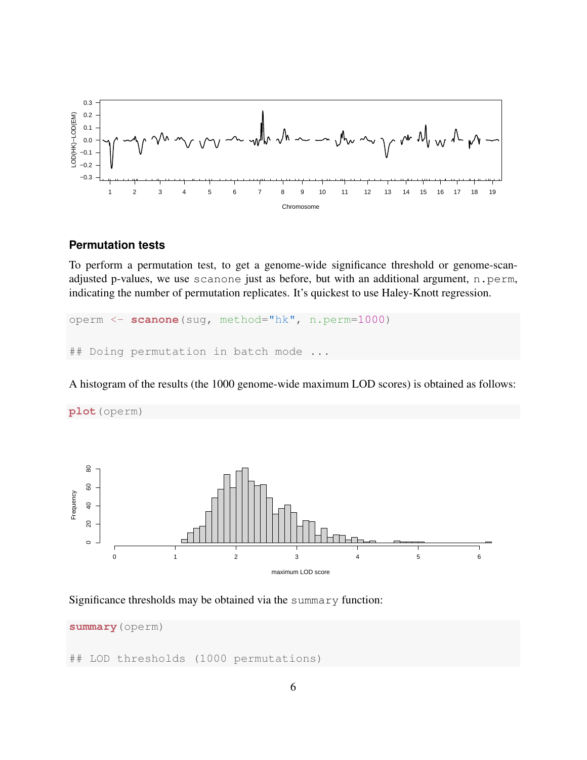### Permutation tests

To perform a permutation test, to get a genome-wide significance threshold or genome-scan-adjusted p-values, we use `scanone` just as before, but with an additional argument, `n.perm`, indicating the number of permutation replicates. It's quickest to use Haley-Knott regression.

```
operm <- scanone(sug, method="hk", n.perm=1000)

## Doing permutation in batch mode ...
```

A histogram of the results (the 1000 genome-wide maximum LOD scores) is obtained as follows:

```
plot(operm)
```

Significance thresholds may be obtained via the `summary` function:

```
summary(operm)

## LOD thresholds (1000 permutations)
```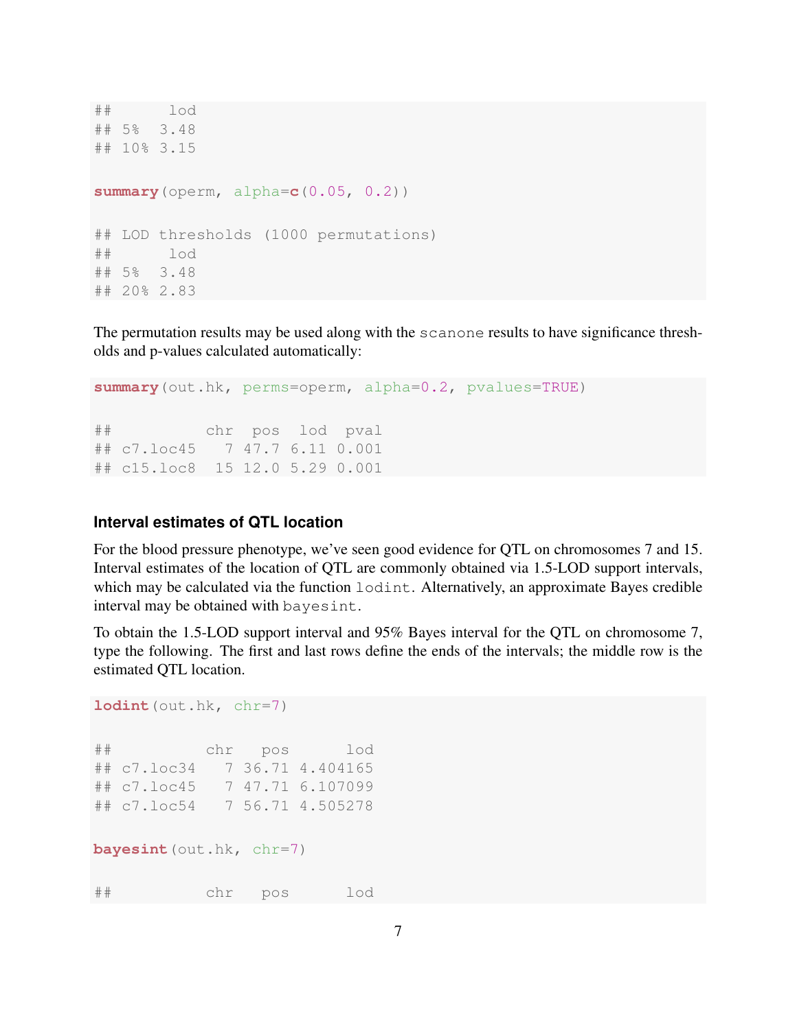```
##      lod
## 5%  3.48
## 10% 3.15
```

```
summary(operm, alpha=c(0.05, 0.2))
```

```
## LOD thresholds (1000 permutations)
##      lod
## 5%  3.48
## 20% 2.83
```

The permutation results may be used along with the `scanone` results to have significance thresholds and p-values calculated automatically:

```
summary(out.hk, perms=operm, alpha=0.2, pvalues=TRUE)
```

```
##          chr  pos  lod  pval
## c7.loc45   7 47.7 6.11 0.001
## c15.loc8  15 12.0 5.29 0.001
```

### Interval estimates of QTL location

For the blood pressure phenotype, we've seen good evidence for QTL on chromosomes 7 and 15. Interval estimates of the location of QTL are commonly obtained via 1.5-LOD support intervals, which may be calculated via the function `lodint`. Alternatively, an approximate Bayes credible interval may be obtained with `bayesint`.

To obtain the 1.5-LOD support interval and 95% Bayes interval for the QTL on chromosome 7, type the following. The first and last rows define the ends of the intervals; the middle row is the estimated QTL location.

```
lodint(out.hk, chr=7)
```

```
##          chr   pos      lod
## c7.loc34   7 36.71 4.404165
## c7.loc45   7 47.71 6.107099
## c7.loc54   7 56.71 4.505278
```

```
bayesint(out.hk, chr=7)
```

```
##          chr   pos      lod
```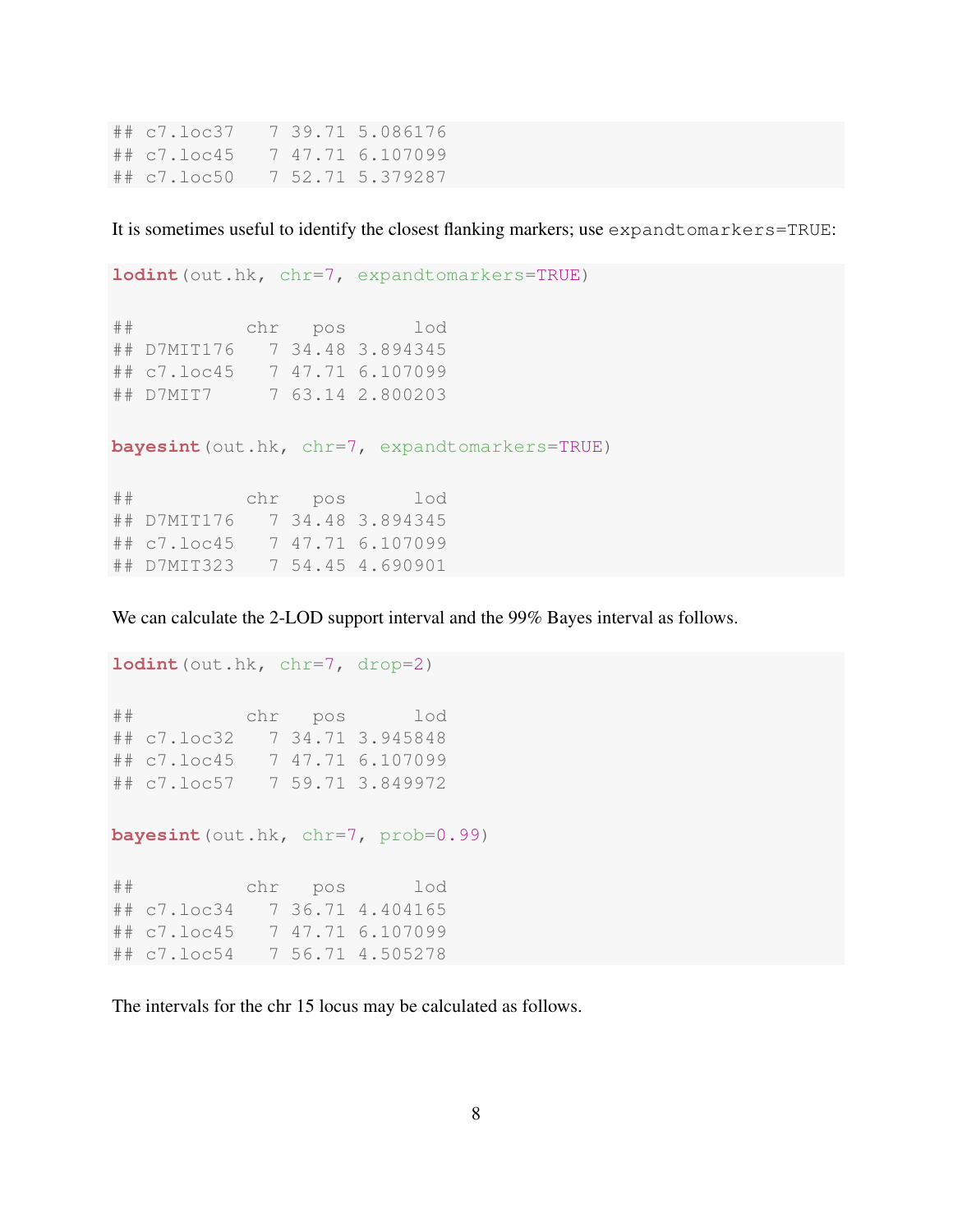```
## c7.loc37   7 39.71 5.086176
## c7.loc45   7 47.71 6.107099
## c7.loc50   7 52.71 5.379287
```

It is sometimes useful to identify the closest flanking markers; use `expandtomarkers=TRUE`:

```
lodint(out.hk, chr=7, expandtomarkers=TRUE)

##          chr   pos      lod
## D7MIT176   7 34.48 3.894345
## c7.loc45   7 47.71 6.107099
## D7MIT7     7 63.14 2.800203

bayesint(out.hk, chr=7, expandtomarkers=TRUE)

##          chr   pos      lod
## D7MIT176   7 34.48 3.894345
## c7.loc45   7 47.71 6.107099
## D7MIT323   7 54.45 4.690901
```

We can calculate the 2-LOD support interval and the 99% Bayes interval as follows.

```
lodint(out.hk, chr=7, drop=2)

##          chr   pos      lod
## c7.loc32   7 34.71 3.945848
## c7.loc45   7 47.71 6.107099
## c7.loc57   7 59.71 3.849972

bayesint(out.hk, chr=7, prob=0.99)

##          chr   pos      lod
## c7.loc34   7 36.71 4.404165
## c7.loc45   7 47.71 6.107099
## c7.loc54   7 56.71 4.505278
```

The intervals for the chr 15 locus may be calculated as follows.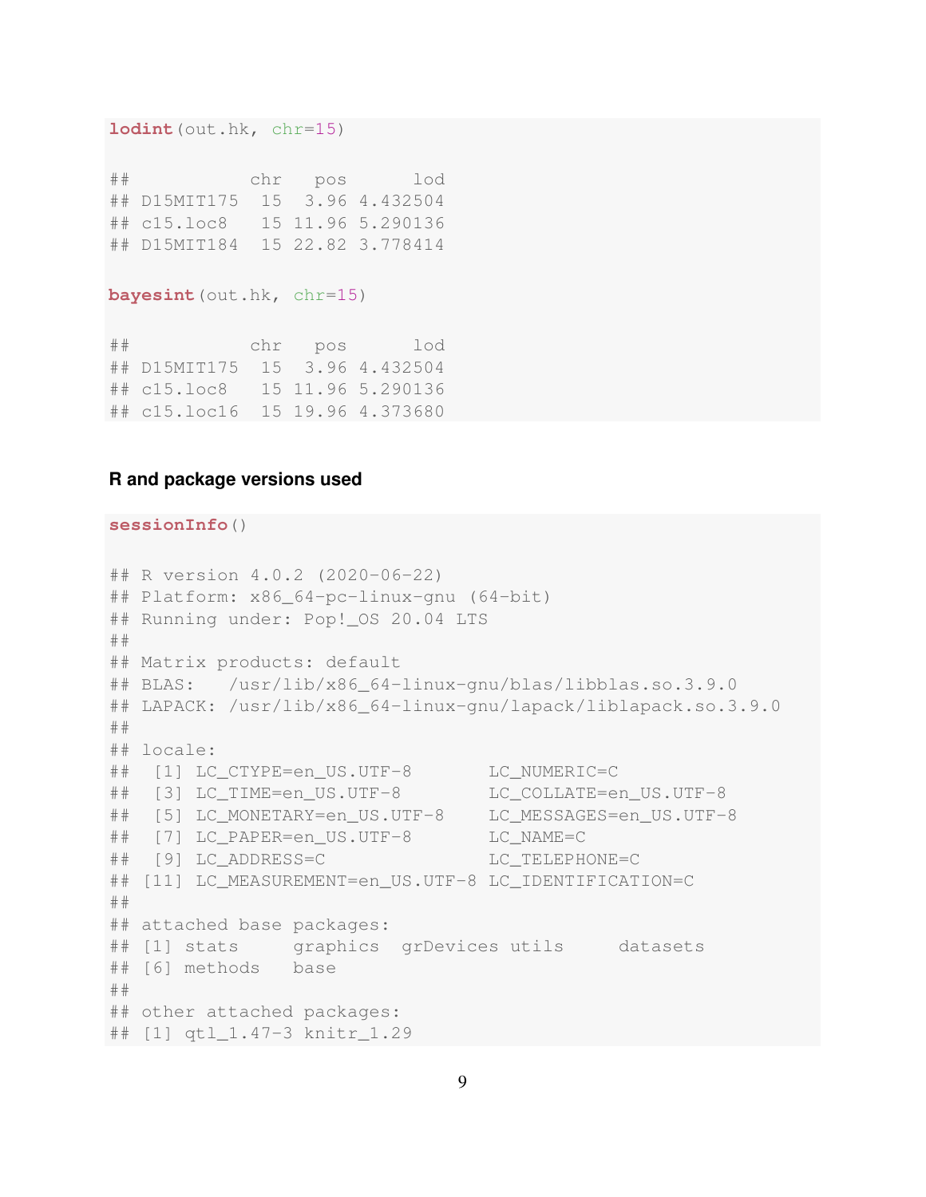```r
lodint(out.hk, chr=15)
```

```
##           chr   pos      lod
## D15MIT175  15  3.96 4.432504
## c15.loc8   15 11.96 5.290136
## D15MIT184  15 22.82 3.778414
```

```r
bayesint(out.hk, chr=15)
```

```
##           chr   pos      lod
## D15MIT175  15  3.96 4.432504
## c15.loc8   15 11.96 5.290136
## c15.loc16  15 19.96 4.373680
```

### R and package versions used

```r
sessionInfo()
```

```
## R version 4.0.2 (2020-06-22)
## Platform: x86_64-pc-linux-gnu (64-bit)
## Running under: Pop!_OS 20.04 LTS
##
## Matrix products: default
## BLAS:   /usr/lib/x86_64-linux-gnu/blas/libblas.so.3.9.0
## LAPACK: /usr/lib/x86_64-linux-gnu/lapack/liblapack.so.3.9.0
##
## locale:
##  [1] LC_CTYPE=en_US.UTF-8       LC_NUMERIC=C
##  [3] LC_TIME=en_US.UTF-8        LC_COLLATE=en_US.UTF-8
##  [5] LC_MONETARY=en_US.UTF-8    LC_MESSAGES=en_US.UTF-8
##  [7] LC_PAPER=en_US.UTF-8       LC_NAME=C
##  [9] LC_ADDRESS=C               LC_TELEPHONE=C
## [11] LC_MEASUREMENT=en_US.UTF-8 LC_IDENTIFICATION=C
##
## attached base packages:
## [1] stats     graphics  grDevices utils     datasets
## [6] methods   base
##
## other attached packages:
## [1] qtl_1.47-3 knitr_1.29
```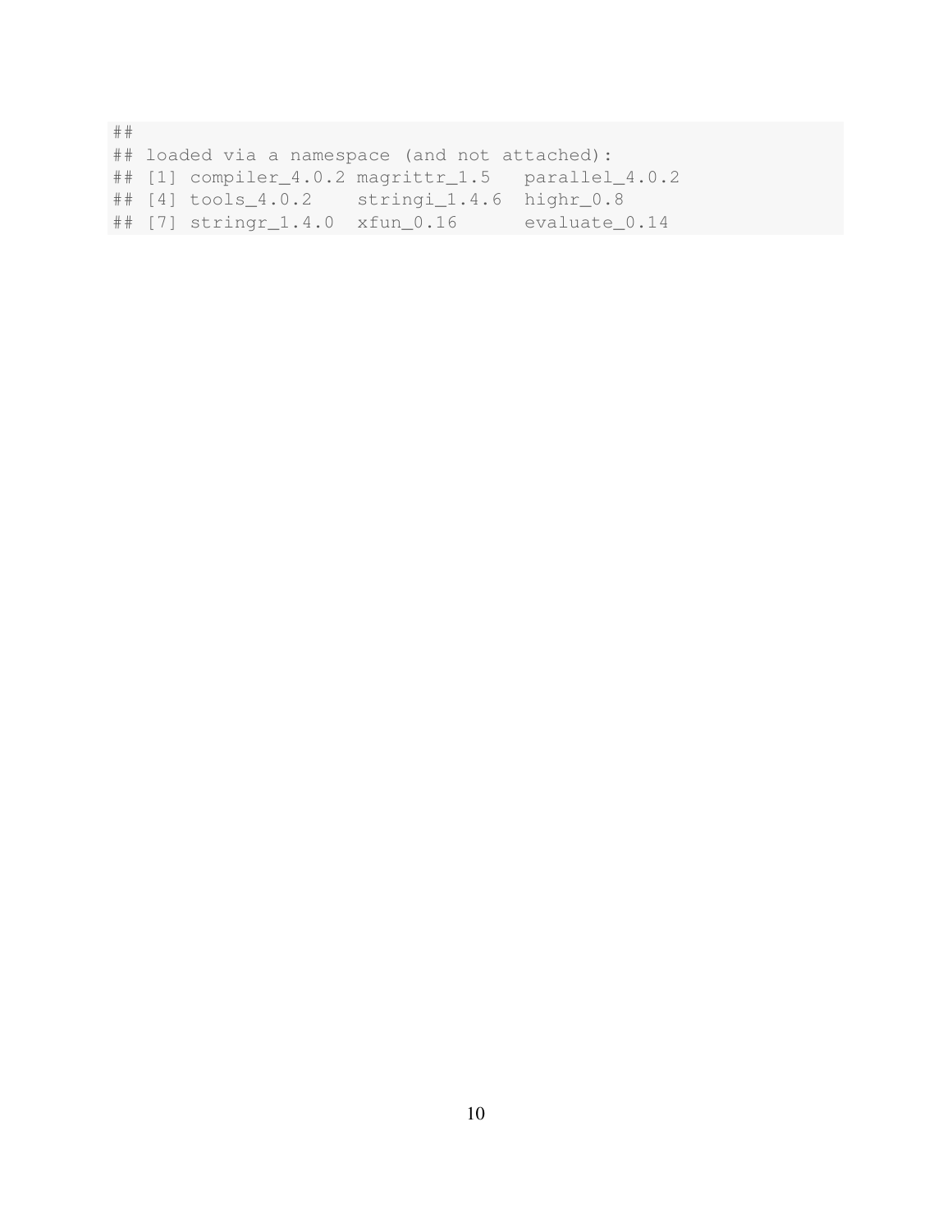```
##
## loaded via a namespace (and not attached):
## [1] compiler_4.0.2 magrittr_1.5   parallel_4.0.2
## [4] tools_4.0.2    stringi_1.4.6  highr_0.8
## [7] stringr_1.4.0  xfun_0.16      evaluate_0.14
```